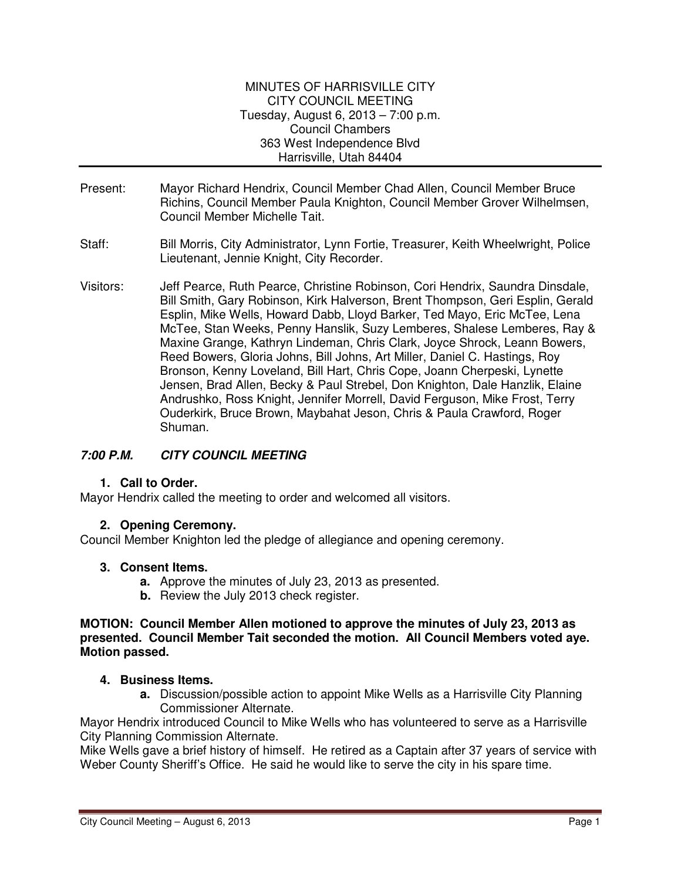MINUTES OF HARRISVILLE CITY
CITY COUNCIL MEETING
Tuesday, August 6, 2013 – 7:00 p.m.
Council Chambers
363 West Independence Blvd
Harrisville, Utah 84404

---

Present: Mayor Richard Hendrix, Council Member Chad Allen, Council Member Bruce Richins, Council Member Paula Knighton, Council Member Grover Wilhelmsen, Council Member Michelle Tait.

Staff: Bill Morris, City Administrator, Lynn Fortie, Treasurer, Keith Wheelwright, Police Lieutenant, Jennie Knight, City Recorder.

Visitors: Jeff Pearce, Ruth Pearce, Christine Robinson, Cori Hendrix, Saundra Dinsdale, Bill Smith, Gary Robinson, Kirk Halverson, Brent Thompson, Geri Esplin, Gerald Esplin, Mike Wells, Howard Dabb, Lloyd Barker, Ted Mayo, Eric McTee, Lena McTee, Stan Weeks, Penny Hanslik, Suzy Lemberes, Shalese Lemberes, Ray & Maxine Grange, Kathryn Lindeman, Chris Clark, Joyce Shrock, Leann Bowers, Reed Bowers, Gloria Johns, Bill Johns, Art Miller, Daniel C. Hastings, Roy Bronson, Kenny Loveland, Bill Hart, Chris Cope, Joann Cherpeski, Lynette Jensen, Brad Allen, Becky & Paul Strebel, Don Knighton, Dale Hanzlik, Elaine Andrushko, Ross Knight, Jennifer Morrell, David Ferguson, Mike Frost, Terry Ouderkirk, Bruce Brown, Maybahat Jeson, Chris & Paula Crawford, Roger Shuman.

## *7:00 P.M. CITY COUNCIL MEETING*

### 1. Call to Order.

Mayor Hendrix called the meeting to order and welcomed all visitors.

### 2. Opening Ceremony.

Council Member Knighton led the pledge of allegiance and opening ceremony.

### 3. Consent Items.

- **a.** Approve the minutes of July 23, 2013 as presented.
- **b.** Review the July 2013 check register.

**MOTION: Council Member Allen motioned to approve the minutes of July 23, 2013 as presented. Council Member Tait seconded the motion. All Council Members voted aye. Motion passed.**

### 4. Business Items.

- **a.** Discussion/possible action to appoint Mike Wells as a Harrisville City Planning Commissioner Alternate.

Mayor Hendrix introduced Council to Mike Wells who has volunteered to serve as a Harrisville City Planning Commission Alternate.

Mike Wells gave a brief history of himself. He retired as a Captain after 37 years of service with Weber County Sheriff's Office. He said he would like to serve the city in his spare time.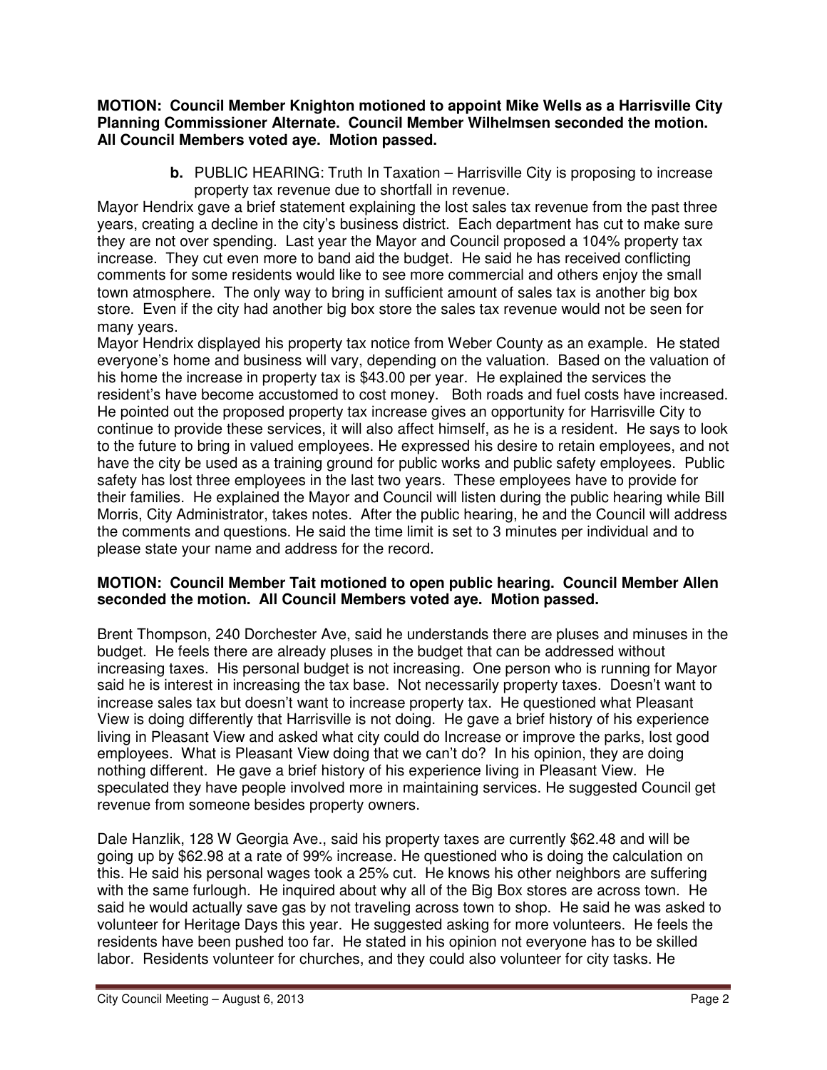**MOTION: Council Member Knighton motioned to appoint Mike Wells as a Harrisville City Planning Commissioner Alternate. Council Member Wilhelmsen seconded the motion. All Council Members voted aye. Motion passed.**

**b.** PUBLIC HEARING: Truth In Taxation – Harrisville City is proposing to increase property tax revenue due to shortfall in revenue.

Mayor Hendrix gave a brief statement explaining the lost sales tax revenue from the past three years, creating a decline in the city's business district. Each department has cut to make sure they are not over spending. Last year the Mayor and Council proposed a 104% property tax increase. They cut even more to band aid the budget. He said he has received conflicting comments for some residents would like to see more commercial and others enjoy the small town atmosphere. The only way to bring in sufficient amount of sales tax is another big box store. Even if the city had another big box store the sales tax revenue would not be seen for many years.

Mayor Hendrix displayed his property tax notice from Weber County as an example. He stated everyone's home and business will vary, depending on the valuation. Based on the valuation of his home the increase in property tax is $43.00 per year. He explained the services the resident's have become accustomed to cost money. Both roads and fuel costs have increased. He pointed out the proposed property tax increase gives an opportunity for Harrisville City to continue to provide these services, it will also affect himself, as he is a resident. He says to look to the future to bring in valued employees. He expressed his desire to retain employees, and not have the city be used as a training ground for public works and public safety employees. Public safety has lost three employees in the last two years. These employees have to provide for their families. He explained the Mayor and Council will listen during the public hearing while Bill Morris, City Administrator, takes notes. After the public hearing, he and the Council will address the comments and questions. He said the time limit is set to 3 minutes per individual and to please state your name and address for the record.

**MOTION: Council Member Tait motioned to open public hearing. Council Member Allen seconded the motion. All Council Members voted aye. Motion passed.**

Brent Thompson, 240 Dorchester Ave, said he understands there are pluses and minuses in the budget. He feels there are already pluses in the budget that can be addressed without increasing taxes. His personal budget is not increasing. One person who is running for Mayor said he is interest in increasing the tax base. Not necessarily property taxes. Doesn't want to increase sales tax but doesn't want to increase property tax. He questioned what Pleasant View is doing differently that Harrisville is not doing. He gave a brief history of his experience living in Pleasant View and asked what city could do Increase or improve the parks, lost good employees. What is Pleasant View doing that we can't do? In his opinion, they are doing nothing different. He gave a brief history of his experience living in Pleasant View. He speculated they have people involved more in maintaining services. He suggested Council get revenue from someone besides property owners.

Dale Hanzlik, 128 W Georgia Ave., said his property taxes are currently $62.48 and will be going up by $62.98 at a rate of 99% increase. He questioned who is doing the calculation on this. He said his personal wages took a 25% cut. He knows his other neighbors are suffering with the same furlough. He inquired about why all of the Big Box stores are across town. He said he would actually save gas by not traveling across town to shop. He said he was asked to volunteer for Heritage Days this year. He suggested asking for more volunteers. He feels the residents have been pushed too far. He stated in his opinion not everyone has to be skilled labor. Residents volunteer for churches, and they could also volunteer for city tasks. He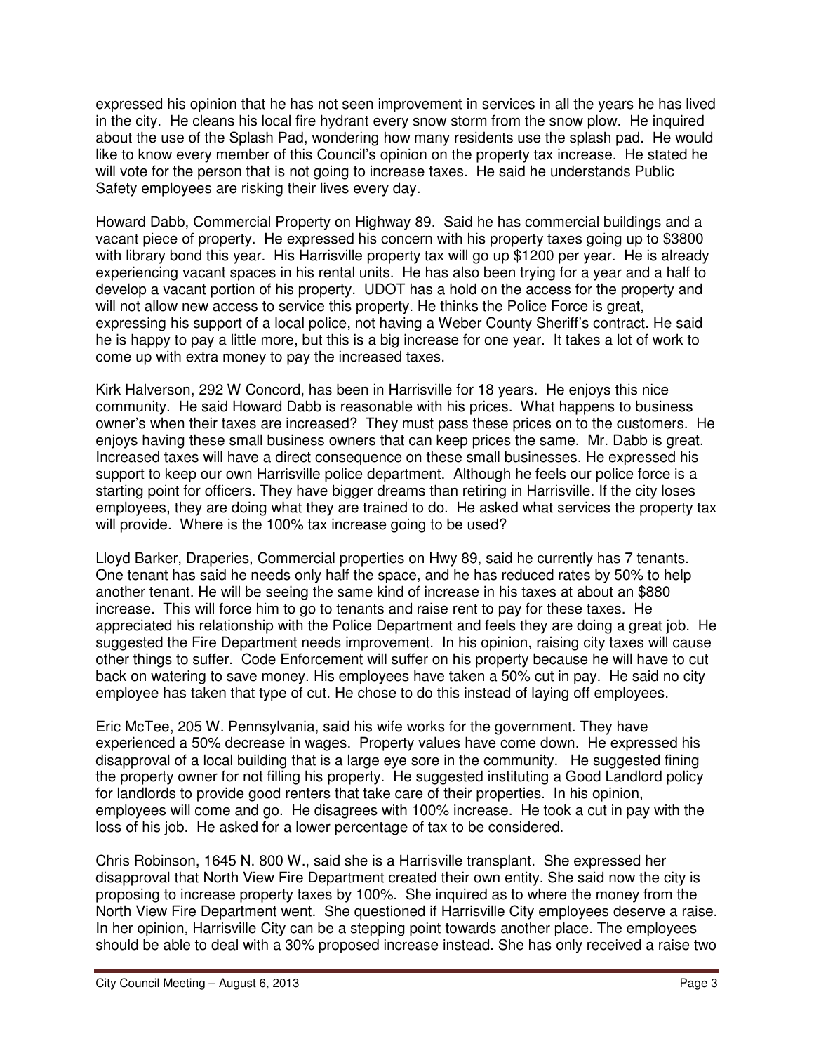expressed his opinion that he has not seen improvement in services in all the years he has lived in the city. He cleans his local fire hydrant every snow storm from the snow plow. He inquired about the use of the Splash Pad, wondering how many residents use the splash pad. He would like to know every member of this Council's opinion on the property tax increase. He stated he will vote for the person that is not going to increase taxes. He said he understands Public Safety employees are risking their lives every day.

Howard Dabb, Commercial Property on Highway 89. Said he has commercial buildings and a vacant piece of property. He expressed his concern with his property taxes going up to $3800 with library bond this year. His Harrisville property tax will go up $1200 per year. He is already experiencing vacant spaces in his rental units. He has also been trying for a year and a half to develop a vacant portion of his property. UDOT has a hold on the access for the property and will not allow new access to service this property. He thinks the Police Force is great, expressing his support of a local police, not having a Weber County Sheriff's contract. He said he is happy to pay a little more, but this is a big increase for one year. It takes a lot of work to come up with extra money to pay the increased taxes.

Kirk Halverson, 292 W Concord, has been in Harrisville for 18 years. He enjoys this nice community. He said Howard Dabb is reasonable with his prices. What happens to business owner's when their taxes are increased? They must pass these prices on to the customers. He enjoys having these small business owners that can keep prices the same. Mr. Dabb is great. Increased taxes will have a direct consequence on these small businesses. He expressed his support to keep our own Harrisville police department. Although he feels our police force is a starting point for officers. They have bigger dreams than retiring in Harrisville. If the city loses employees, they are doing what they are trained to do. He asked what services the property tax will provide. Where is the 100% tax increase going to be used?

Lloyd Barker, Draperies, Commercial properties on Hwy 89, said he currently has 7 tenants. One tenant has said he needs only half the space, and he has reduced rates by 50% to help another tenant. He will be seeing the same kind of increase in his taxes at about an $880 increase. This will force him to go to tenants and raise rent to pay for these taxes. He appreciated his relationship with the Police Department and feels they are doing a great job. He suggested the Fire Department needs improvement. In his opinion, raising city taxes will cause other things to suffer. Code Enforcement will suffer on his property because he will have to cut back on watering to save money. His employees have taken a 50% cut in pay. He said no city employee has taken that type of cut. He chose to do this instead of laying off employees.

Eric McTee, 205 W. Pennsylvania, said his wife works for the government. They have experienced a 50% decrease in wages. Property values have come down. He expressed his disapproval of a local building that is a large eye sore in the community. He suggested fining the property owner for not filling his property. He suggested instituting a Good Landlord policy for landlords to provide good renters that take care of their properties. In his opinion, employees will come and go. He disagrees with 100% increase. He took a cut in pay with the loss of his job. He asked for a lower percentage of tax to be considered.

Chris Robinson, 1645 N. 800 W., said she is a Harrisville transplant. She expressed her disapproval that North View Fire Department created their own entity. She said now the city is proposing to increase property taxes by 100%. She inquired as to where the money from the North View Fire Department went. She questioned if Harrisville City employees deserve a raise. In her opinion, Harrisville City can be a stepping point towards another place. The employees should be able to deal with a 30% proposed increase instead. She has only received a raise two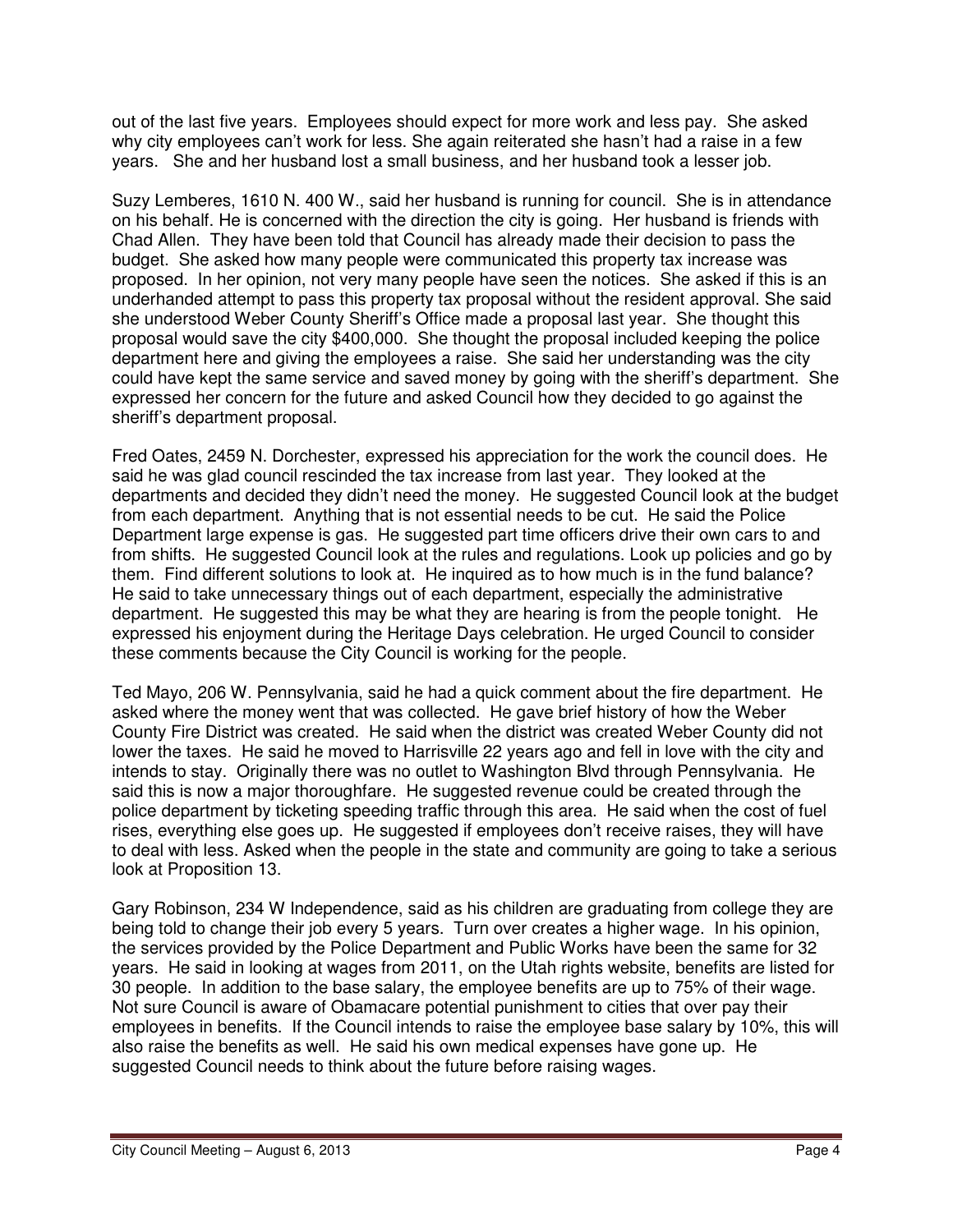out of the last five years. Employees should expect for more work and less pay. She asked why city employees can't work for less. She again reiterated she hasn't had a raise in a few years. She and her husband lost a small business, and her husband took a lesser job.

Suzy Lemberes, 1610 N. 400 W., said her husband is running for council. She is in attendance on his behalf. He is concerned with the direction the city is going. Her husband is friends with Chad Allen. They have been told that Council has already made their decision to pass the budget. She asked how many people were communicated this property tax increase was proposed. In her opinion, not very many people have seen the notices. She asked if this is an underhanded attempt to pass this property tax proposal without the resident approval. She said she understood Weber County Sheriff's Office made a proposal last year. She thought this proposal would save the city $400,000. She thought the proposal included keeping the police department here and giving the employees a raise. She said her understanding was the city could have kept the same service and saved money by going with the sheriff's department. She expressed her concern for the future and asked Council how they decided to go against the sheriff's department proposal.

Fred Oates, 2459 N. Dorchester, expressed his appreciation for the work the council does. He said he was glad council rescinded the tax increase from last year. They looked at the departments and decided they didn't need the money. He suggested Council look at the budget from each department. Anything that is not essential needs to be cut. He said the Police Department large expense is gas. He suggested part time officers drive their own cars to and from shifts. He suggested Council look at the rules and regulations. Look up policies and go by them. Find different solutions to look at. He inquired as to how much is in the fund balance? He said to take unnecessary things out of each department, especially the administrative department. He suggested this may be what they are hearing is from the people tonight. He expressed his enjoyment during the Heritage Days celebration. He urged Council to consider these comments because the City Council is working for the people.

Ted Mayo, 206 W. Pennsylvania, said he had a quick comment about the fire department. He asked where the money went that was collected. He gave brief history of how the Weber County Fire District was created. He said when the district was created Weber County did not lower the taxes. He said he moved to Harrisville 22 years ago and fell in love with the city and intends to stay. Originally there was no outlet to Washington Blvd through Pennsylvania. He said this is now a major thoroughfare. He suggested revenue could be created through the police department by ticketing speeding traffic through this area. He said when the cost of fuel rises, everything else goes up. He suggested if employees don't receive raises, they will have to deal with less. Asked when the people in the state and community are going to take a serious look at Proposition 13.

Gary Robinson, 234 W Independence, said as his children are graduating from college they are being told to change their job every 5 years. Turn over creates a higher wage. In his opinion, the services provided by the Police Department and Public Works have been the same for 32 years. He said in looking at wages from 2011, on the Utah rights website, benefits are listed for 30 people. In addition to the base salary, the employee benefits are up to 75% of their wage. Not sure Council is aware of Obamacare potential punishment to cities that over pay their employees in benefits. If the Council intends to raise the employee base salary by 10%, this will also raise the benefits as well. He said his own medical expenses have gone up. He suggested Council needs to think about the future before raising wages.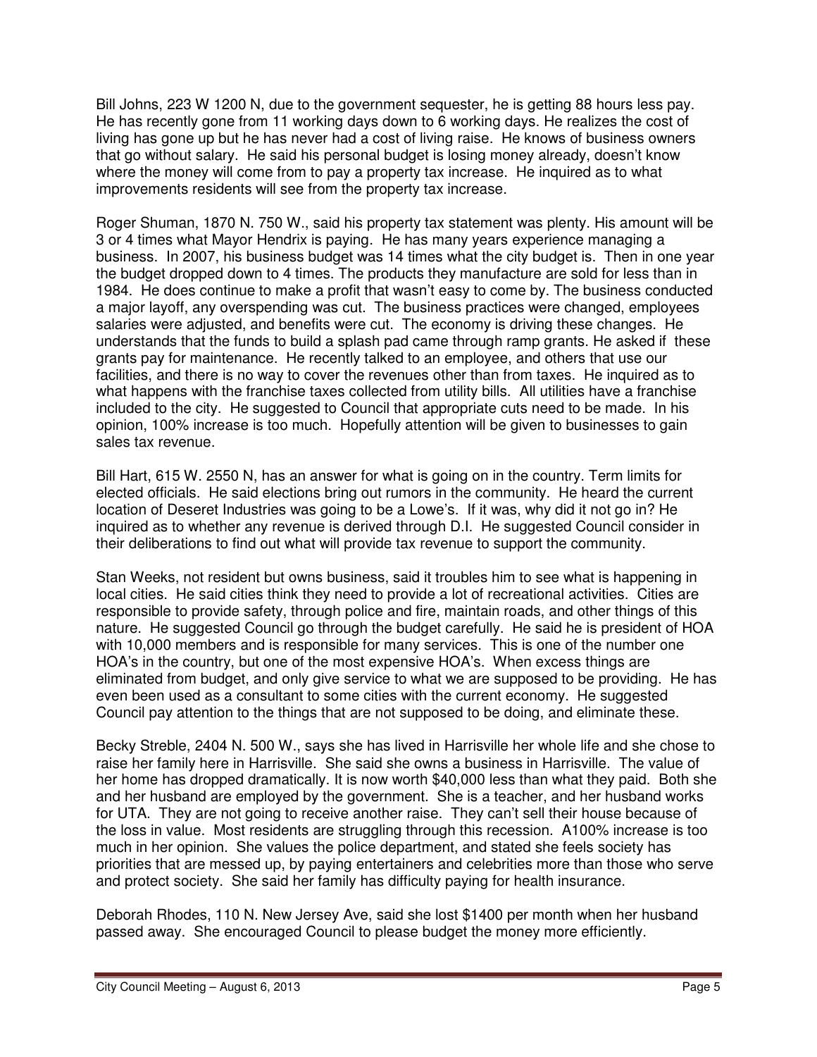Bill Johns, 223 W 1200 N, due to the government sequester, he is getting 88 hours less pay. He has recently gone from 11 working days down to 6 working days. He realizes the cost of living has gone up but he has never had a cost of living raise. He knows of business owners that go without salary. He said his personal budget is losing money already, doesn't know where the money will come from to pay a property tax increase. He inquired as to what improvements residents will see from the property tax increase.

Roger Shuman, 1870 N. 750 W., said his property tax statement was plenty. His amount will be 3 or 4 times what Mayor Hendrix is paying. He has many years experience managing a business. In 2007, his business budget was 14 times what the city budget is. Then in one year the budget dropped down to 4 times. The products they manufacture are sold for less than in 1984. He does continue to make a profit that wasn't easy to come by. The business conducted a major layoff, any overspending was cut. The business practices were changed, employees salaries were adjusted, and benefits were cut. The economy is driving these changes. He understands that the funds to build a splash pad came through ramp grants. He asked if these grants pay for maintenance. He recently talked to an employee, and others that use our facilities, and there is no way to cover the revenues other than from taxes. He inquired as to what happens with the franchise taxes collected from utility bills. All utilities have a franchise included to the city. He suggested to Council that appropriate cuts need to be made. In his opinion, 100% increase is too much. Hopefully attention will be given to businesses to gain sales tax revenue.

Bill Hart, 615 W. 2550 N, has an answer for what is going on in the country. Term limits for elected officials. He said elections bring out rumors in the community. He heard the current location of Deseret Industries was going to be a Lowe's. If it was, why did it not go in? He inquired as to whether any revenue is derived through D.I. He suggested Council consider in their deliberations to find out what will provide tax revenue to support the community.

Stan Weeks, not resident but owns business, said it troubles him to see what is happening in local cities. He said cities think they need to provide a lot of recreational activities. Cities are responsible to provide safety, through police and fire, maintain roads, and other things of this nature. He suggested Council go through the budget carefully. He said he is president of HOA with 10,000 members and is responsible for many services. This is one of the number one HOA's in the country, but one of the most expensive HOA's. When excess things are eliminated from budget, and only give service to what we are supposed to be providing. He has even been used as a consultant to some cities with the current economy. He suggested Council pay attention to the things that are not supposed to be doing, and eliminate these.

Becky Streble, 2404 N. 500 W., says she has lived in Harrisville her whole life and she chose to raise her family here in Harrisville. She said she owns a business in Harrisville. The value of her home has dropped dramatically. It is now worth $40,000 less than what they paid. Both she and her husband are employed by the government. She is a teacher, and her husband works for UTA. They are not going to receive another raise. They can't sell their house because of the loss in value. Most residents are struggling through this recession. A100% increase is too much in her opinion. She values the police department, and stated she feels society has priorities that are messed up, by paying entertainers and celebrities more than those who serve and protect society. She said her family has difficulty paying for health insurance.

Deborah Rhodes, 110 N. New Jersey Ave, said she lost $1400 per month when her husband passed away. She encouraged Council to please budget the money more efficiently.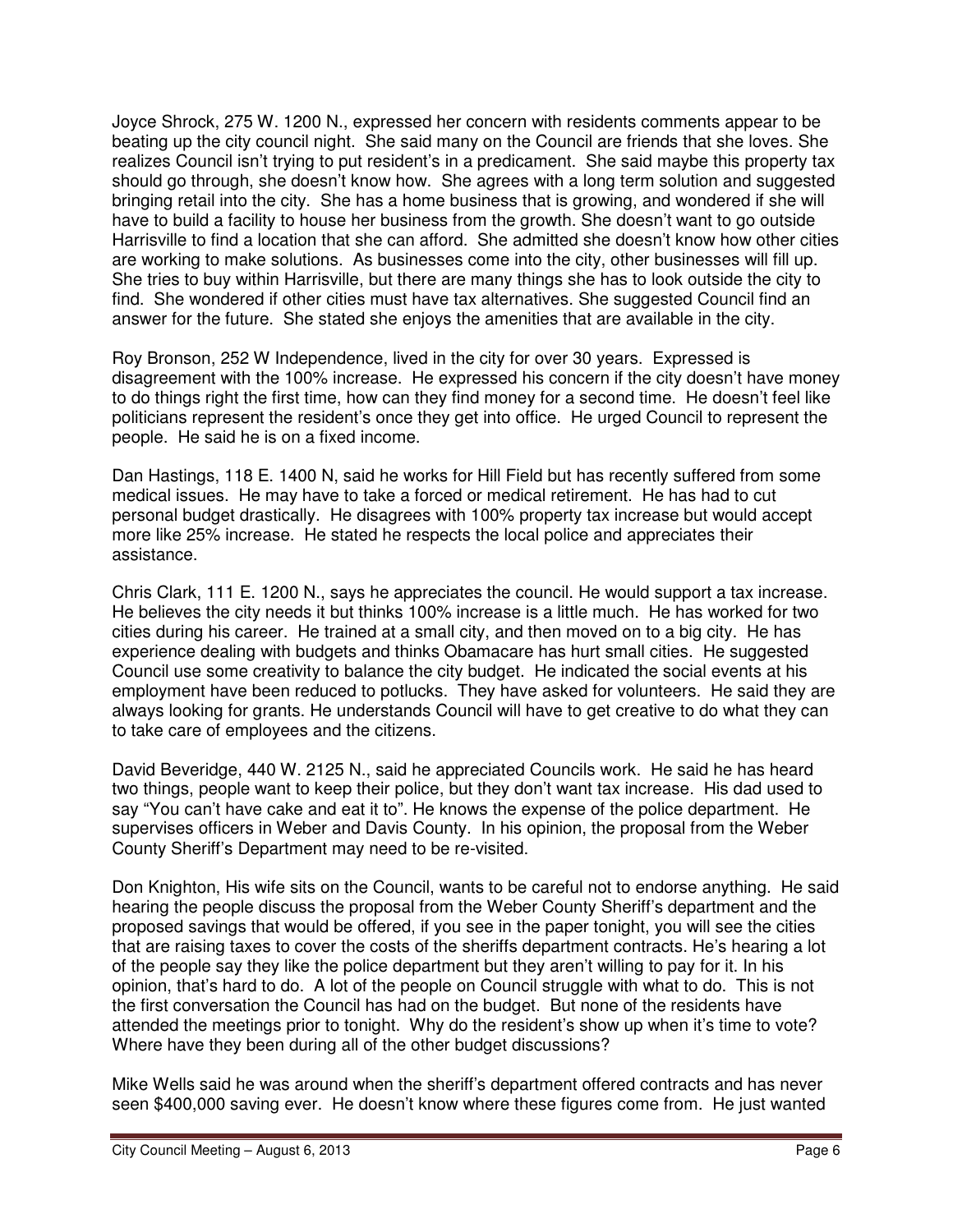Joyce Shrock, 275 W. 1200 N., expressed her concern with residents comments appear to be beating up the city council night. She said many on the Council are friends that she loves. She realizes Council isn't trying to put resident's in a predicament. She said maybe this property tax should go through, she doesn't know how. She agrees with a long term solution and suggested bringing retail into the city. She has a home business that is growing, and wondered if she will have to build a facility to house her business from the growth. She doesn't want to go outside Harrisville to find a location that she can afford. She admitted she doesn't know how other cities are working to make solutions. As businesses come into the city, other businesses will fill up. She tries to buy within Harrisville, but there are many things she has to look outside the city to find. She wondered if other cities must have tax alternatives. She suggested Council find an answer for the future. She stated she enjoys the amenities that are available in the city.

Roy Bronson, 252 W Independence, lived in the city for over 30 years. Expressed is disagreement with the 100% increase. He expressed his concern if the city doesn't have money to do things right the first time, how can they find money for a second time. He doesn't feel like politicians represent the resident's once they get into office. He urged Council to represent the people. He said he is on a fixed income.

Dan Hastings, 118 E. 1400 N, said he works for Hill Field but has recently suffered from some medical issues. He may have to take a forced or medical retirement. He has had to cut personal budget drastically. He disagrees with 100% property tax increase but would accept more like 25% increase. He stated he respects the local police and appreciates their assistance.

Chris Clark, 111 E. 1200 N., says he appreciates the council. He would support a tax increase. He believes the city needs it but thinks 100% increase is a little much. He has worked for two cities during his career. He trained at a small city, and then moved on to a big city. He has experience dealing with budgets and thinks Obamacare has hurt small cities. He suggested Council use some creativity to balance the city budget. He indicated the social events at his employment have been reduced to potlucks. They have asked for volunteers. He said they are always looking for grants. He understands Council will have to get creative to do what they can to take care of employees and the citizens.

David Beveridge, 440 W. 2125 N., said he appreciated Councils work. He said he has heard two things, people want to keep their police, but they don't want tax increase. His dad used to say "You can't have cake and eat it to". He knows the expense of the police department. He supervises officers in Weber and Davis County. In his opinion, the proposal from the Weber County Sheriff's Department may need to be re-visited.

Don Knighton, His wife sits on the Council, wants to be careful not to endorse anything. He said hearing the people discuss the proposal from the Weber County Sheriff's department and the proposed savings that would be offered, if you see in the paper tonight, you will see the cities that are raising taxes to cover the costs of the sheriffs department contracts. He's hearing a lot of the people say they like the police department but they aren't willing to pay for it. In his opinion, that's hard to do. A lot of the people on Council struggle with what to do. This is not the first conversation the Council has had on the budget. But none of the residents have attended the meetings prior to tonight. Why do the resident's show up when it's time to vote? Where have they been during all of the other budget discussions?

Mike Wells said he was around when the sheriff's department offered contracts and has never seen $400,000 saving ever. He doesn't know where these figures come from. He just wanted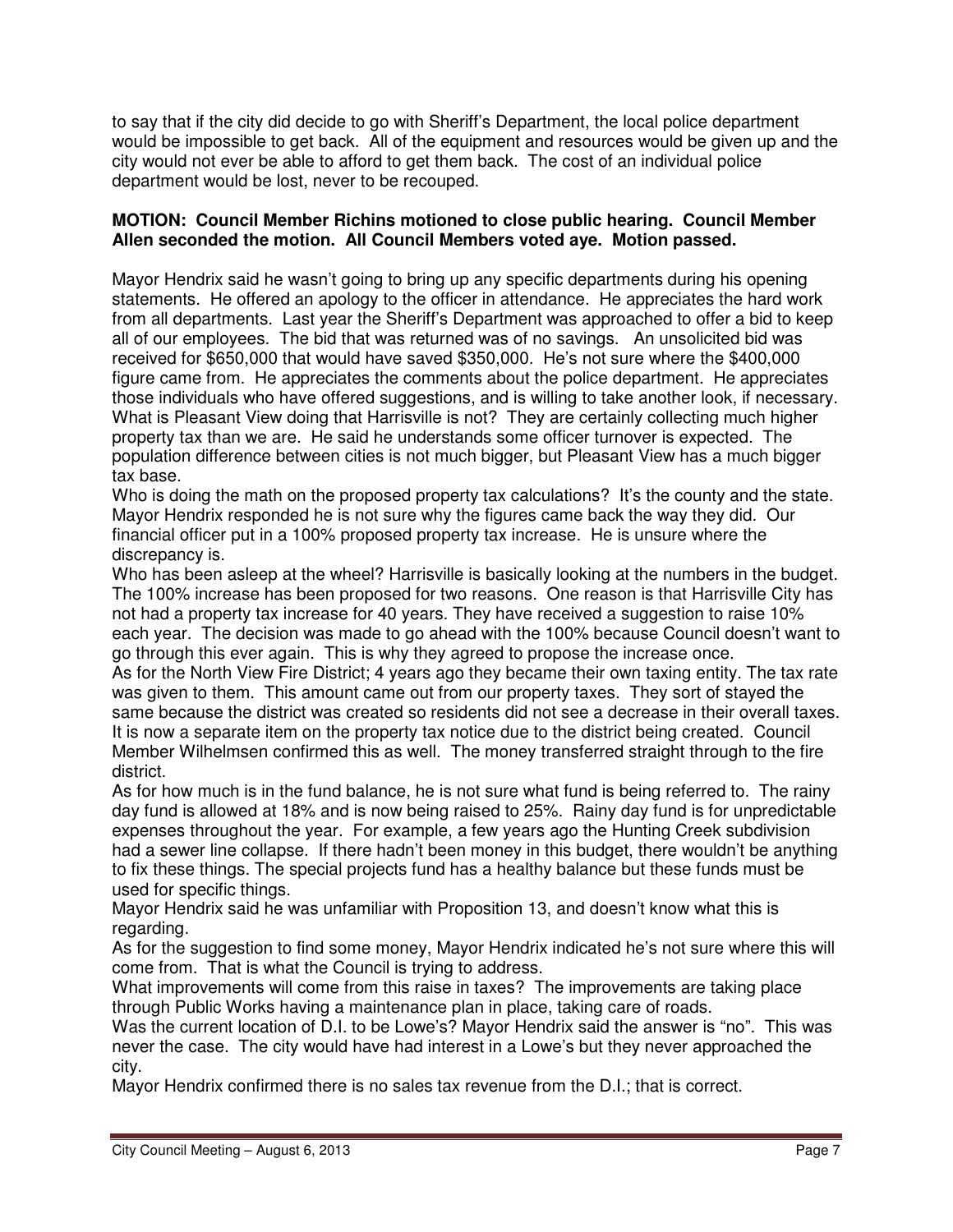to say that if the city did decide to go with Sheriff's Department, the local police department would be impossible to get back. All of the equipment and resources would be given up and the city would not ever be able to afford to get them back. The cost of an individual police department would be lost, never to be recouped.

**MOTION: Council Member Richins motioned to close public hearing. Council Member Allen seconded the motion. All Council Members voted aye. Motion passed.**

Mayor Hendrix said he wasn't going to bring up any specific departments during his opening statements. He offered an apology to the officer in attendance. He appreciates the hard work from all departments. Last year the Sheriff's Department was approached to offer a bid to keep all of our employees. The bid that was returned was of no savings. An unsolicited bid was received for $650,000 that would have saved $350,000. He's not sure where the $400,000 figure came from. He appreciates the comments about the police department. He appreciates those individuals who have offered suggestions, and is willing to take another look, if necessary. What is Pleasant View doing that Harrisville is not? They are certainly collecting much higher property tax than we are. He said he understands some officer turnover is expected. The population difference between cities is not much bigger, but Pleasant View has a much bigger tax base.

Who is doing the math on the proposed property tax calculations? It's the county and the state. Mayor Hendrix responded he is not sure why the figures came back the way they did. Our financial officer put in a 100% proposed property tax increase. He is unsure where the discrepancy is.

Who has been asleep at the wheel? Harrisville is basically looking at the numbers in the budget. The 100% increase has been proposed for two reasons. One reason is that Harrisville City has not had a property tax increase for 40 years. They have received a suggestion to raise 10% each year. The decision was made to go ahead with the 100% because Council doesn't want to go through this ever again. This is why they agreed to propose the increase once.

As for the North View Fire District; 4 years ago they became their own taxing entity. The tax rate was given to them. This amount came out from our property taxes. They sort of stayed the same because the district was created so residents did not see a decrease in their overall taxes. It is now a separate item on the property tax notice due to the district being created. Council Member Wilhelmsen confirmed this as well. The money transferred straight through to the fire district.

As for how much is in the fund balance, he is not sure what fund is being referred to. The rainy day fund is allowed at 18% and is now being raised to 25%. Rainy day fund is for unpredictable expenses throughout the year. For example, a few years ago the Hunting Creek subdivision had a sewer line collapse. If there hadn't been money in this budget, there wouldn't be anything to fix these things. The special projects fund has a healthy balance but these funds must be used for specific things.

Mayor Hendrix said he was unfamiliar with Proposition 13, and doesn't know what this is regarding.

As for the suggestion to find some money, Mayor Hendrix indicated he's not sure where this will come from. That is what the Council is trying to address.

What improvements will come from this raise in taxes? The improvements are taking place through Public Works having a maintenance plan in place, taking care of roads.

Was the current location of D.I. to be Lowe's? Mayor Hendrix said the answer is "no". This was never the case. The city would have had interest in a Lowe's but they never approached the city.

Mayor Hendrix confirmed there is no sales tax revenue from the D.I.; that is correct.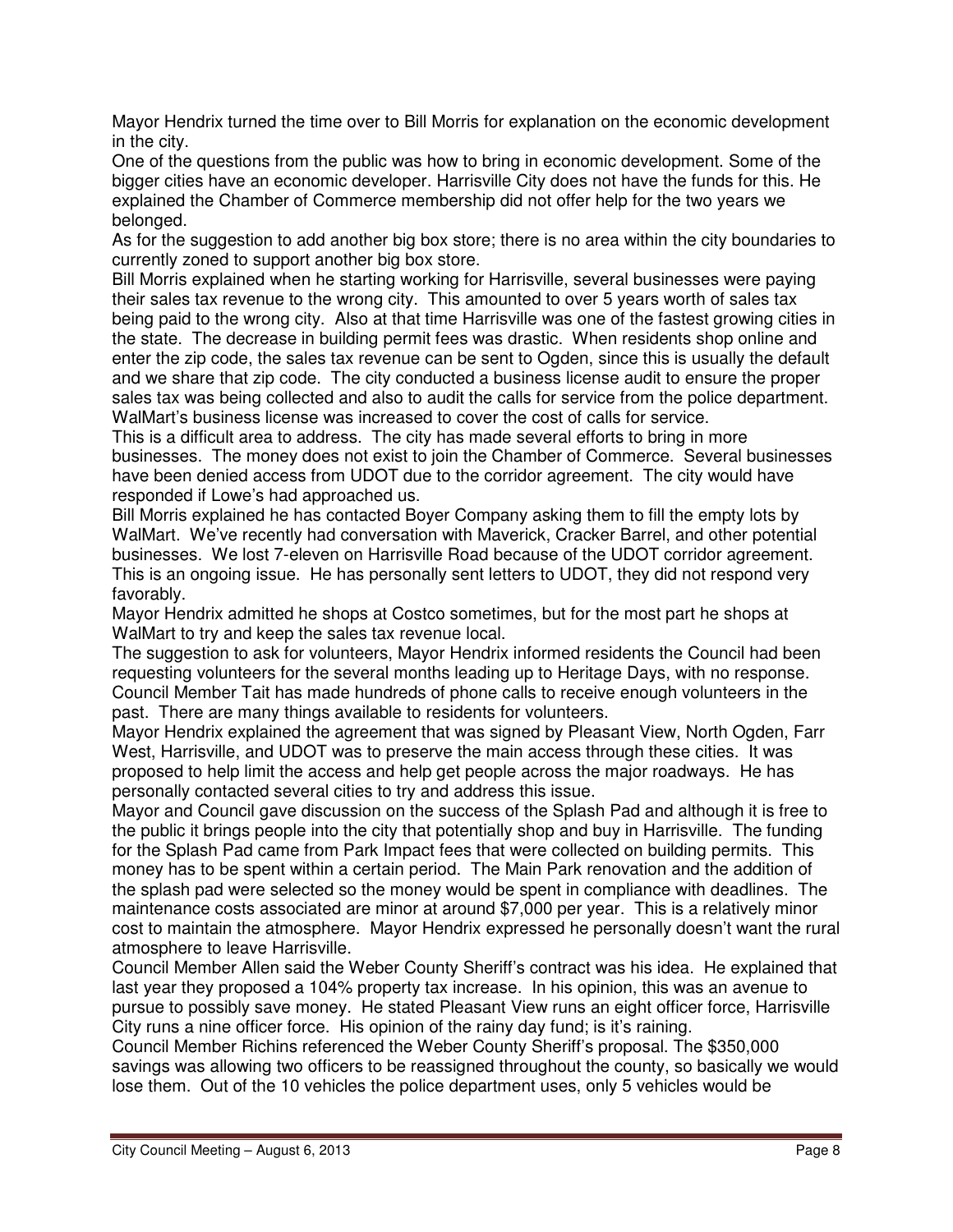Mayor Hendrix turned the time over to Bill Morris for explanation on the economic development in the city.

One of the questions from the public was how to bring in economic development. Some of the bigger cities have an economic developer. Harrisville City does not have the funds for this. He explained the Chamber of Commerce membership did not offer help for the two years we belonged.

As for the suggestion to add another big box store; there is no area within the city boundaries to currently zoned to support another big box store.

Bill Morris explained when he starting working for Harrisville, several businesses were paying their sales tax revenue to the wrong city. This amounted to over 5 years worth of sales tax being paid to the wrong city. Also at that time Harrisville was one of the fastest growing cities in the state. The decrease in building permit fees was drastic. When residents shop online and enter the zip code, the sales tax revenue can be sent to Ogden, since this is usually the default and we share that zip code. The city conducted a business license audit to ensure the proper sales tax was being collected and also to audit the calls for service from the police department. WalMart's business license was increased to cover the cost of calls for service.

This is a difficult area to address. The city has made several efforts to bring in more businesses. The money does not exist to join the Chamber of Commerce. Several businesses have been denied access from UDOT due to the corridor agreement. The city would have responded if Lowe's had approached us.

Bill Morris explained he has contacted Boyer Company asking them to fill the empty lots by WalMart. We've recently had conversation with Maverick, Cracker Barrel, and other potential businesses. We lost 7-eleven on Harrisville Road because of the UDOT corridor agreement. This is an ongoing issue. He has personally sent letters to UDOT, they did not respond very favorably.

Mayor Hendrix admitted he shops at Costco sometimes, but for the most part he shops at WalMart to try and keep the sales tax revenue local.

The suggestion to ask for volunteers, Mayor Hendrix informed residents the Council had been requesting volunteers for the several months leading up to Heritage Days, with no response. Council Member Tait has made hundreds of phone calls to receive enough volunteers in the past. There are many things available to residents for volunteers.

Mayor Hendrix explained the agreement that was signed by Pleasant View, North Ogden, Farr West, Harrisville, and UDOT was to preserve the main access through these cities. It was proposed to help limit the access and help get people across the major roadways. He has personally contacted several cities to try and address this issue.

Mayor and Council gave discussion on the success of the Splash Pad and although it is free to the public it brings people into the city that potentially shop and buy in Harrisville. The funding for the Splash Pad came from Park Impact fees that were collected on building permits. This money has to be spent within a certain period. The Main Park renovation and the addition of the splash pad were selected so the money would be spent in compliance with deadlines. The maintenance costs associated are minor at around $7,000 per year. This is a relatively minor cost to maintain the atmosphere. Mayor Hendrix expressed he personally doesn't want the rural atmosphere to leave Harrisville.

Council Member Allen said the Weber County Sheriff's contract was his idea. He explained that last year they proposed a 104% property tax increase. In his opinion, this was an avenue to pursue to possibly save money. He stated Pleasant View runs an eight officer force, Harrisville City runs a nine officer force. His opinion of the rainy day fund; is it's raining.

Council Member Richins referenced the Weber County Sheriff's proposal. The $350,000 savings was allowing two officers to be reassigned throughout the county, so basically we would lose them. Out of the 10 vehicles the police department uses, only 5 vehicles would be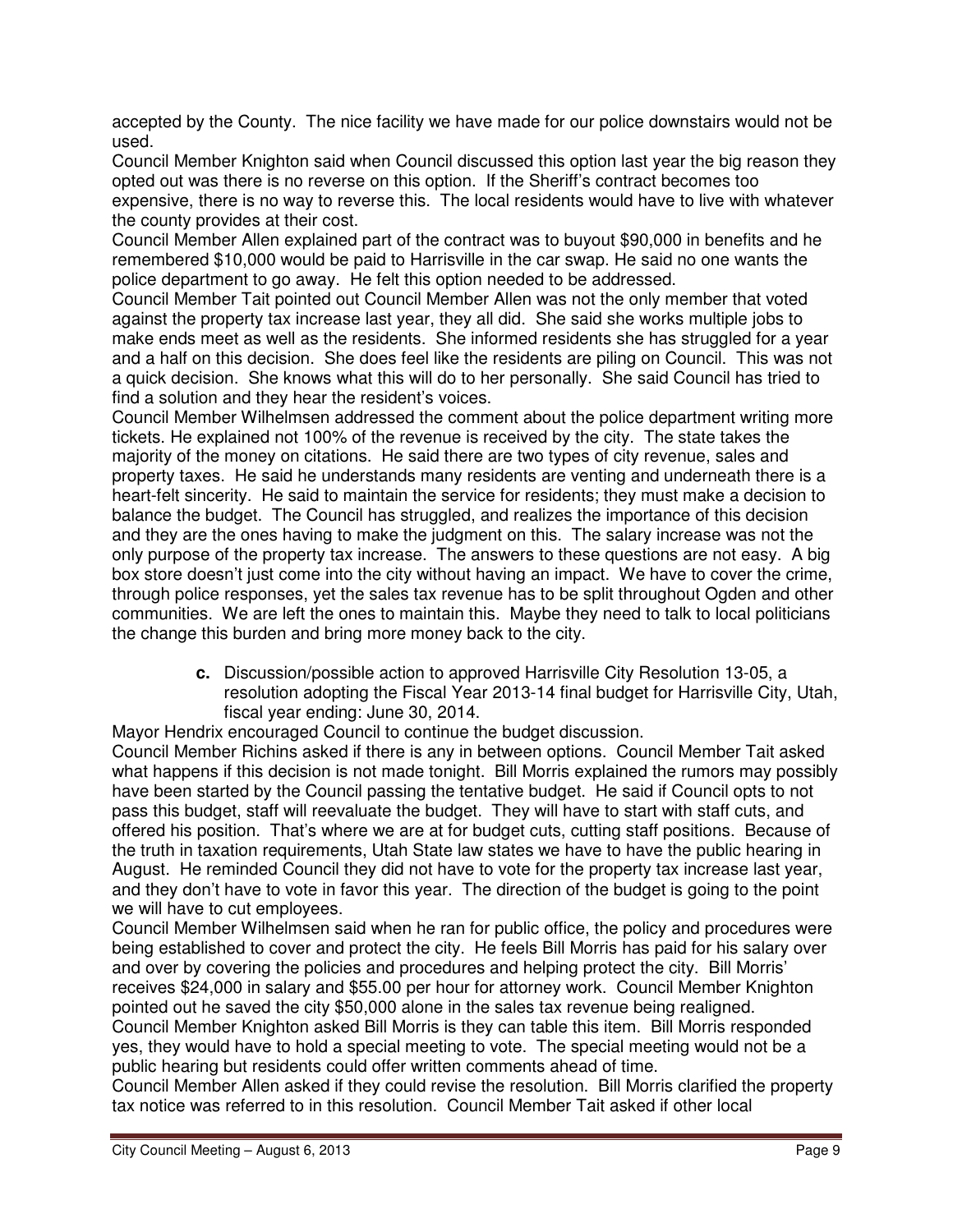accepted by the County. The nice facility we have made for our police downstairs would not be used.

Council Member Knighton said when Council discussed this option last year the big reason they opted out was there is no reverse on this option. If the Sheriff's contract becomes too expensive, there is no way to reverse this. The local residents would have to live with whatever the county provides at their cost.

Council Member Allen explained part of the contract was to buyout $90,000 in benefits and he remembered $10,000 would be paid to Harrisville in the car swap. He said no one wants the police department to go away. He felt this option needed to be addressed.

Council Member Tait pointed out Council Member Allen was not the only member that voted against the property tax increase last year, they all did. She said she works multiple jobs to make ends meet as well as the residents. She informed residents she has struggled for a year and a half on this decision. She does feel like the residents are piling on Council. This was not a quick decision. She knows what this will do to her personally. She said Council has tried to find a solution and they hear the resident's voices.

Council Member Wilhelmsen addressed the comment about the police department writing more tickets. He explained not 100% of the revenue is received by the city. The state takes the majority of the money on citations. He said there are two types of city revenue, sales and property taxes. He said he understands many residents are venting and underneath there is a heart-felt sincerity. He said to maintain the service for residents; they must make a decision to balance the budget. The Council has struggled, and realizes the importance of this decision and they are the ones having to make the judgment on this. The salary increase was not the only purpose of the property tax increase. The answers to these questions are not easy. A big box store doesn't just come into the city without having an impact. We have to cover the crime, through police responses, yet the sales tax revenue has to be split throughout Ogden and other communities. We are left the ones to maintain this. Maybe they need to talk to local politicians the change this burden and bring more money back to the city.

> **c.** Discussion/possible action to approved Harrisville City Resolution 13-05, a resolution adopting the Fiscal Year 2013-14 final budget for Harrisville City, Utah, fiscal year ending: June 30, 2014.

Mayor Hendrix encouraged Council to continue the budget discussion.

Council Member Richins asked if there is any in between options. Council Member Tait asked what happens if this decision is not made tonight. Bill Morris explained the rumors may possibly have been started by the Council passing the tentative budget. He said if Council opts to not pass this budget, staff will reevaluate the budget. They will have to start with staff cuts, and offered his position. That's where we are at for budget cuts, cutting staff positions. Because of the truth in taxation requirements, Utah State law states we have to have the public hearing in August. He reminded Council they did not have to vote for the property tax increase last year, and they don't have to vote in favor this year. The direction of the budget is going to the point we will have to cut employees.

Council Member Wilhelmsen said when he ran for public office, the policy and procedures were being established to cover and protect the city. He feels Bill Morris has paid for his salary over and over by covering the policies and procedures and helping protect the city. Bill Morris' receives $24,000 in salary and $55.00 per hour for attorney work. Council Member Knighton pointed out he saved the city $50,000 alone in the sales tax revenue being realigned.

Council Member Knighton asked Bill Morris is they can table this item. Bill Morris responded yes, they would have to hold a special meeting to vote. The special meeting would not be a public hearing but residents could offer written comments ahead of time.

Council Member Allen asked if they could revise the resolution. Bill Morris clarified the property tax notice was referred to in this resolution. Council Member Tait asked if other local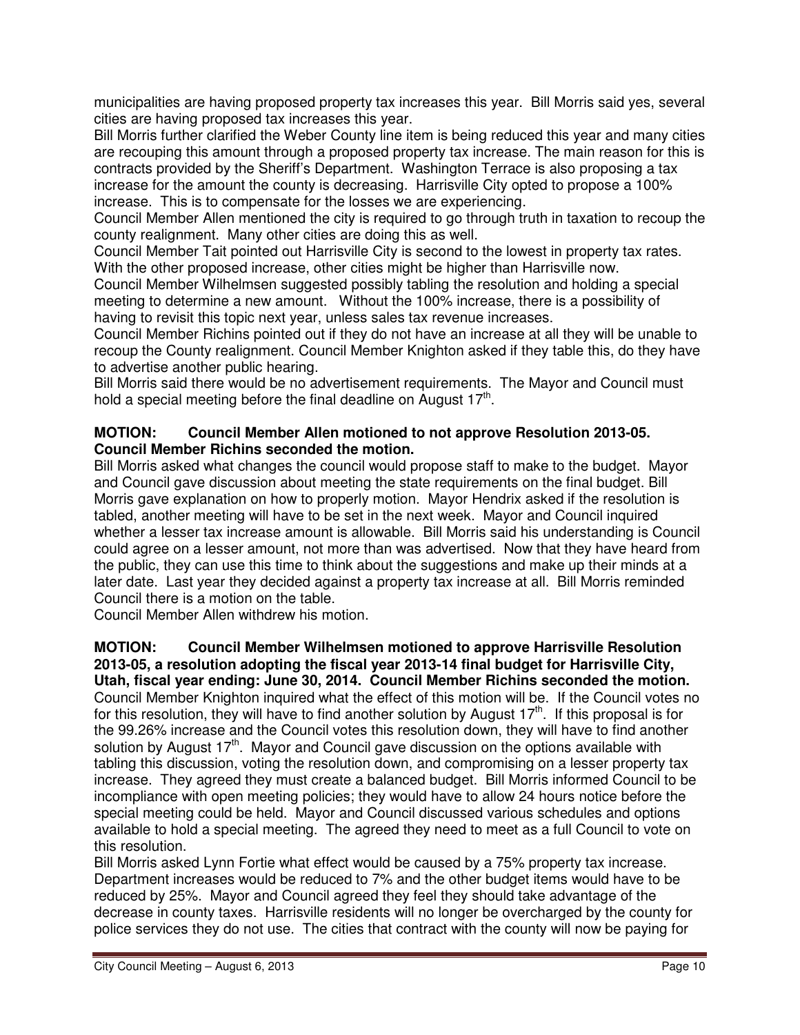municipalities are having proposed property tax increases this year. Bill Morris said yes, several cities are having proposed tax increases this year.

Bill Morris further clarified the Weber County line item is being reduced this year and many cities are recouping this amount through a proposed property tax increase. The main reason for this is contracts provided by the Sheriff's Department. Washington Terrace is also proposing a tax increase for the amount the county is decreasing. Harrisville City opted to propose a 100% increase. This is to compensate for the losses we are experiencing.

Council Member Allen mentioned the city is required to go through truth in taxation to recoup the county realignment. Many other cities are doing this as well.

Council Member Tait pointed out Harrisville City is second to the lowest in property tax rates. With the other proposed increase, other cities might be higher than Harrisville now.

Council Member Wilhelmsen suggested possibly tabling the resolution and holding a special meeting to determine a new amount. Without the 100% increase, there is a possibility of having to revisit this topic next year, unless sales tax revenue increases.

Council Member Richins pointed out if they do not have an increase at all they will be unable to recoup the County realignment. Council Member Knighton asked if they table this, do they have to advertise another public hearing.

Bill Morris said there would be no advertisement requirements. The Mayor and Council must hold a special meeting before the final deadline on August 17th.

**MOTION: Council Member Allen motioned to not approve Resolution 2013-05. Council Member Richins seconded the motion.**

Bill Morris asked what changes the council would propose staff to make to the budget. Mayor and Council gave discussion about meeting the state requirements on the final budget. Bill Morris gave explanation on how to properly motion. Mayor Hendrix asked if the resolution is tabled, another meeting will have to be set in the next week. Mayor and Council inquired whether a lesser tax increase amount is allowable. Bill Morris said his understanding is Council could agree on a lesser amount, not more than was advertised. Now that they have heard from the public, they can use this time to think about the suggestions and make up their minds at a later date. Last year they decided against a property tax increase at all. Bill Morris reminded Council there is a motion on the table.

Council Member Allen withdrew his motion.

**MOTION: Council Member Wilhelmsen motioned to approve Harrisville Resolution 2013-05, a resolution adopting the fiscal year 2013-14 final budget for Harrisville City, Utah, fiscal year ending: June 30, 2014. Council Member Richins seconded the motion.**

Council Member Knighton inquired what the effect of this motion will be. If the Council votes no for this resolution, they will have to find another solution by August 17th. If this proposal is for the 99.26% increase and the Council votes this resolution down, they will have to find another solution by August 17th. Mayor and Council gave discussion on the options available with tabling this discussion, voting the resolution down, and compromising on a lesser property tax increase. They agreed they must create a balanced budget. Bill Morris informed Council to be incompliance with open meeting policies; they would have to allow 24 hours notice before the special meeting could be held. Mayor and Council discussed various schedules and options available to hold a special meeting. The agreed they need to meet as a full Council to vote on this resolution.

Bill Morris asked Lynn Fortie what effect would be caused by a 75% property tax increase. Department increases would be reduced to 7% and the other budget items would have to be reduced by 25%. Mayor and Council agreed they feel they should take advantage of the decrease in county taxes. Harrisville residents will no longer be overcharged by the county for police services they do not use. The cities that contract with the county will now be paying for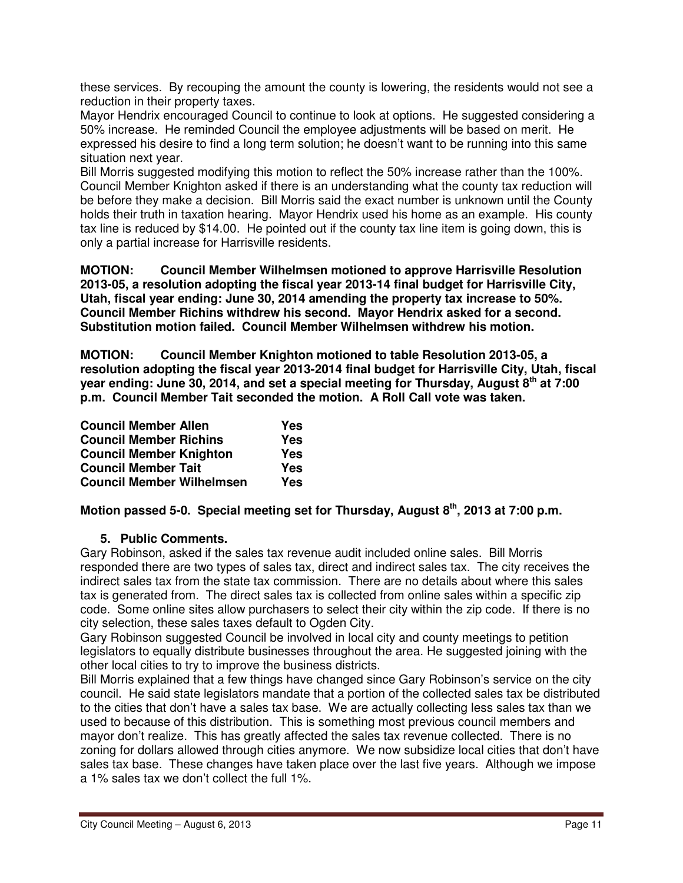these services. By recouping the amount the county is lowering, the residents would not see a reduction in their property taxes.

Mayor Hendrix encouraged Council to continue to look at options. He suggested considering a 50% increase. He reminded Council the employee adjustments will be based on merit. He expressed his desire to find a long term solution; he doesn't want to be running into this same situation next year.

Bill Morris suggested modifying this motion to reflect the 50% increase rather than the 100%. Council Member Knighton asked if there is an understanding what the county tax reduction will be before they make a decision. Bill Morris said the exact number is unknown until the County holds their truth in taxation hearing. Mayor Hendrix used his home as an example. His county tax line is reduced by $14.00. He pointed out if the county tax line item is going down, this is only a partial increase for Harrisville residents.

**MOTION: Council Member Wilhelmsen motioned to approve Harrisville Resolution 2013-05, a resolution adopting the fiscal year 2013-14 final budget for Harrisville City, Utah, fiscal year ending: June 30, 2014 amending the property tax increase to 50%. Council Member Richins withdrew his second. Mayor Hendrix asked for a second. Substitution motion failed. Council Member Wilhelmsen withdrew his motion.**

**MOTION: Council Member Knighton motioned to table Resolution 2013-05, a resolution adopting the fiscal year 2013-2014 final budget for Harrisville City, Utah, fiscal year ending: June 30, 2014, and set a special meeting for Thursday, August 8th at 7:00 p.m. Council Member Tait seconded the motion. A Roll Call vote was taken.**

| | |
|---|---|
| **Council Member Allen** | **Yes** |
| **Council Member Richins** | **Yes** |
| **Council Member Knighton** | **Yes** |
| **Council Member Tait** | **Yes** |
| **Council Member Wilhelmsen** | **Yes** |

**Motion passed 5-0. Special meeting set for Thursday, August 8th, 2013 at 7:00 p.m.**

**5. Public Comments.**

Gary Robinson, asked if the sales tax revenue audit included online sales. Bill Morris responded there are two types of sales tax, direct and indirect sales tax. The city receives the indirect sales tax from the state tax commission. There are no details about where this sales tax is generated from. The direct sales tax is collected from online sales within a specific zip code. Some online sites allow purchasers to select their city within the zip code. If there is no city selection, these sales taxes default to Ogden City.

Gary Robinson suggested Council be involved in local city and county meetings to petition legislators to equally distribute businesses throughout the area. He suggested joining with the other local cities to try to improve the business districts.

Bill Morris explained that a few things have changed since Gary Robinson's service on the city council. He said state legislators mandate that a portion of the collected sales tax be distributed to the cities that don't have a sales tax base. We are actually collecting less sales tax than we used to because of this distribution. This is something most previous council members and mayor don't realize. This has greatly affected the sales tax revenue collected. There is no zoning for dollars allowed through cities anymore. We now subsidize local cities that don't have sales tax base. These changes have taken place over the last five years. Although we impose a 1% sales tax we don't collect the full 1%.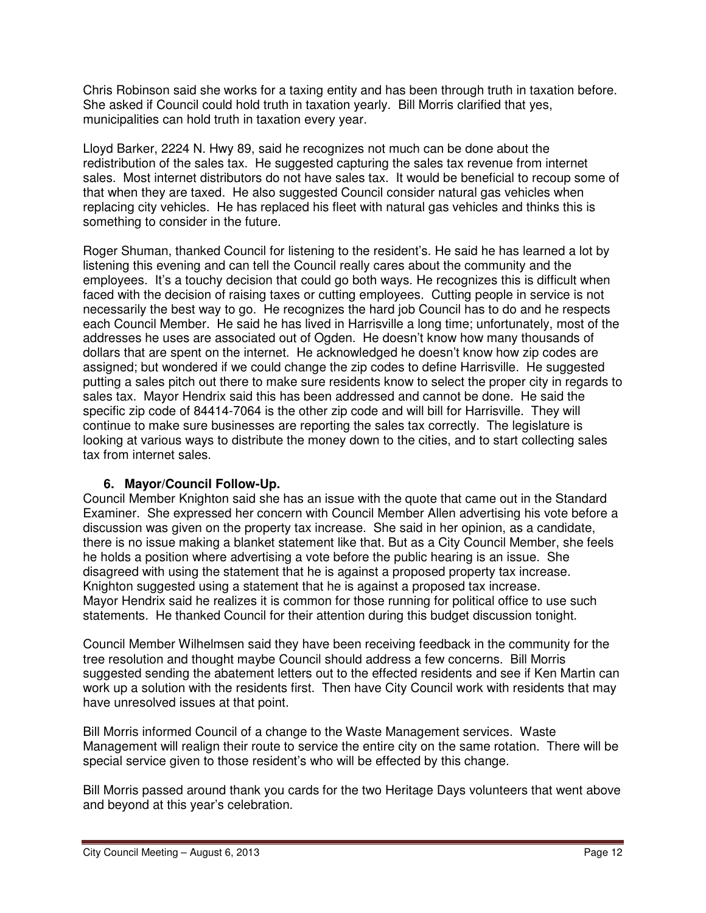Chris Robinson said she works for a taxing entity and has been through truth in taxation before. She asked if Council could hold truth in taxation yearly. Bill Morris clarified that yes, municipalities can hold truth in taxation every year.

Lloyd Barker, 2224 N. Hwy 89, said he recognizes not much can be done about the redistribution of the sales tax. He suggested capturing the sales tax revenue from internet sales. Most internet distributors do not have sales tax. It would be beneficial to recoup some of that when they are taxed. He also suggested Council consider natural gas vehicles when replacing city vehicles. He has replaced his fleet with natural gas vehicles and thinks this is something to consider in the future.

Roger Shuman, thanked Council for listening to the resident's. He said he has learned a lot by listening this evening and can tell the Council really cares about the community and the employees. It's a touchy decision that could go both ways. He recognizes this is difficult when faced with the decision of raising taxes or cutting employees. Cutting people in service is not necessarily the best way to go. He recognizes the hard job Council has to do and he respects each Council Member. He said he has lived in Harrisville a long time; unfortunately, most of the addresses he uses are associated out of Ogden. He doesn't know how many thousands of dollars that are spent on the internet. He acknowledged he doesn't know how zip codes are assigned; but wondered if we could change the zip codes to define Harrisville. He suggested putting a sales pitch out there to make sure residents know to select the proper city in regards to sales tax. Mayor Hendrix said this has been addressed and cannot be done. He said the specific zip code of 84414-7064 is the other zip code and will bill for Harrisville. They will continue to make sure businesses are reporting the sales tax correctly. The legislature is looking at various ways to distribute the money down to the cities, and to start collecting sales tax from internet sales.

**6. Mayor/Council Follow-Up.**

Council Member Knighton said she has an issue with the quote that came out in the Standard Examiner. She expressed her concern with Council Member Allen advertising his vote before a discussion was given on the property tax increase. She said in her opinion, as a candidate, there is no issue making a blanket statement like that. But as a City Council Member, she feels he holds a position where advertising a vote before the public hearing is an issue. She disagreed with using the statement that he is against a proposed property tax increase. Knighton suggested using a statement that he is against a proposed tax increase. Mayor Hendrix said he realizes it is common for those running for political office to use such statements. He thanked Council for their attention during this budget discussion tonight.

Council Member Wilhelmsen said they have been receiving feedback in the community for the tree resolution and thought maybe Council should address a few concerns. Bill Morris suggested sending the abatement letters out to the effected residents and see if Ken Martin can work up a solution with the residents first. Then have City Council work with residents that may have unresolved issues at that point.

Bill Morris informed Council of a change to the Waste Management services. Waste Management will realign their route to service the entire city on the same rotation. There will be special service given to those resident's who will be effected by this change.

Bill Morris passed around thank you cards for the two Heritage Days volunteers that went above and beyond at this year's celebration.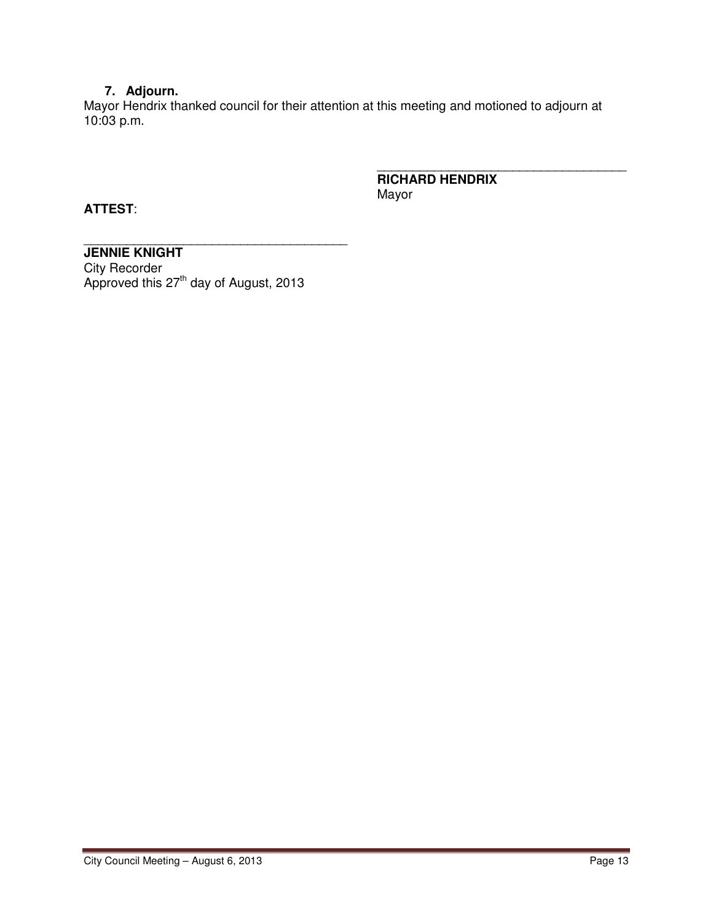### 7. Adjourn.

Mayor Hendrix thanked council for their attention at this meeting and motioned to adjourn at 10:03 p.m.

\_\_\_\_\_\_\_\_\_\_\_\_\_\_\_\_\_\_\_\_\_\_\_\_\_\_\_\_\_\_\_\_\_\_\_\_

**RICHARD HENDRIX**
Mayor

**ATTEST**:

\_\_\_\_\_\_\_\_\_\_\_\_\_\_\_\_\_\_\_\_\_\_\_\_\_\_\_\_\_\_\_\_\_\_\_\_

**JENNIE KNIGHT**
City Recorder
Approved this 27th day of August, 2013